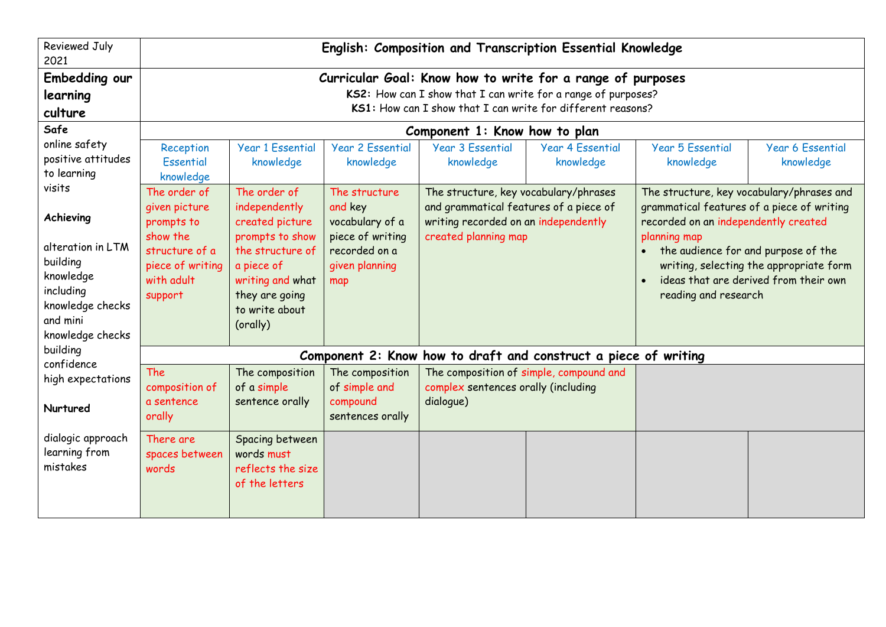| Reviewed July 2021 | English: Composition and Transcription Essential Knowledge | | | | | | |
|---|---|---|---|---|---|---|---|
| **Embedding our learning culture** | **Curricular Goal: Know how to write for a range of purposes**<br>**KS2:** How can I show that I can write for a range of purposes?<br>**KS1:** How can I show that I can write for different reasons? | | | | | | |
| **Safe**<br>online safety<br>positive attitudes to learning<br>visits<br><br>**Achieving**<br><br>alteration in LTM<br>building knowledge including knowledge checks and mini knowledge checks<br>building confidence<br>high expectations<br><br>**Nurtured**<br><br>dialogic approach<br>learning from mistakes | **Component 1: Know how to plan** | | | | | | |
| | Reception Essential knowledge | Year 1 Essential knowledge | Year 2 Essential knowledge | Year 3 Essential knowledge | Year 4 Essential knowledge | Year 5 Essential knowledge | Year 6 Essential knowledge |
| | The order of given picture prompts to show the structure of a piece of writing with adult support | The order of independently created picture prompts to show the structure of a piece of writing and what they are going to write about (orally) | The structure and key vocabulary of a piece of writing recorded on a given planning map | The structure, key vocabulary/phrases and grammatical features of a piece of writing recorded on an independently created planning map | | The structure, key vocabulary/phrases and grammatical features of a piece of writing recorded on an independently created planning map<br>• the audience for and purpose of the writing, selecting the appropriate form<br>• ideas that are derived from their own reading and research | |
| | **Component 2: Know how to draft and construct a piece of writing** | | | | | | |
| | The composition of a sentence orally | The composition of a simple sentence orally | The composition of simple and compound sentences orally | The composition of simple, compound and complex sentences orally (including dialogue) | | | |
| | There are spaces between words | Spacing between words must reflects the size of the letters | | | | | |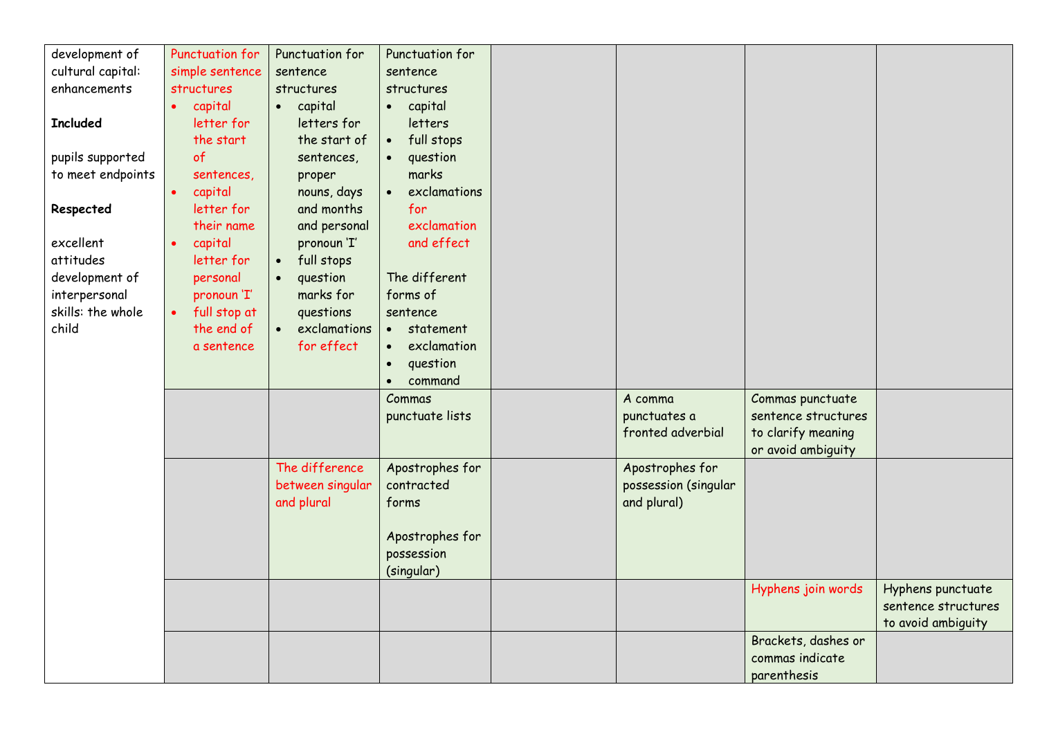| | | | | | | | |
|---|---|---|---|---|---|---|---|
| development of cultural capital: enhancements<br><br>**Included**<br><br>pupils supported to meet endpoints<br><br>**Respected**<br><br>excellent attitudes development of interpersonal skills: the whole child | Punctuation for simple sentence structures<br>• capital letter for the start of sentences,<br>• capital letter for their name<br>• capital letter for personal pronoun 'I'<br>• full stop at the end of a sentence | Punctuation for sentence structures<br>• capital letters for the start of sentences, proper nouns, days and months and personal pronoun 'I'<br>• full stops<br>• question marks for questions<br>• exclamations for effect | Punctuation for sentence structures<br>• capital letters<br>• full stops<br>• question marks<br>• exclamations for exclamation and effect<br><br>The different forms of sentence<br>• statement<br>• exclamation<br>• question<br>• command | | | | |
| | | | Commas punctuate lists | | A comma punctuates a fronted adverbial | Commas punctuate sentence structures to clarify meaning or avoid ambiguity | |
| | | The difference between singular and plural | Apostrophes for contracted forms<br><br>Apostrophes for possession (singular) | | Apostrophes for possession (singular and plural) | | |
| | | | | | | Hyphens join words | Hyphens punctuate sentence structures to avoid ambiguity |
| | | | | | | Brackets, dashes or commas indicate parenthesis | |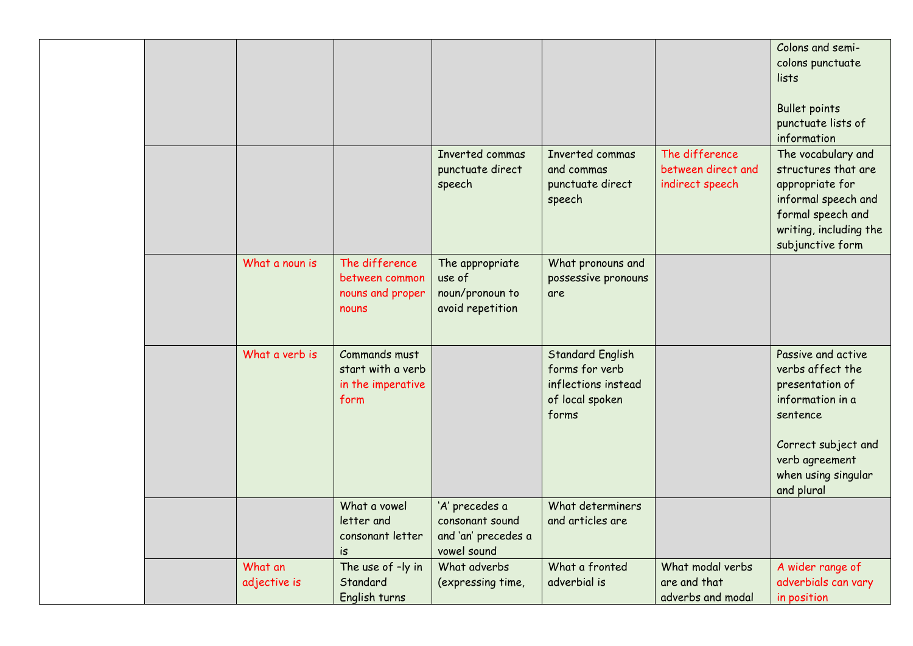| | | | | | | | |
|---|---|---|---|---|---|---|---|
| | | | | | | | Colons and semi-colons punctuate lists<br><br>Bullet points punctuate lists of information |
| | | | | Inverted commas punctuate direct speech | Inverted commas and commas punctuate direct speech | The difference between direct and indirect speech | The vocabulary and structures that are appropriate for informal speech and formal speech and writing, including the subjunctive form |
| | | What a noun is | The difference between common nouns and proper nouns | The appropriate use of noun/pronoun to avoid repetition | What pronouns and possessive pronouns are | | |
| | | What a verb is | Commands must start with a verb in the imperative form | | Standard English forms for verb inflections instead of local spoken forms | | Passive and active verbs affect the presentation of information in a sentence<br><br>Correct subject and verb agreement when using singular and plural |
| | | | What a vowel letter and consonant letter is | 'A' precedes a consonant sound and 'an' precedes a vowel sound | What determiners and articles are | | |
| | | What an adjective is | The use of –ly in Standard English turns | What adverbs (expressing time, | What a fronted adverbial is | What modal verbs are and that adverbs and modal | A wider range of adverbials can vary in position |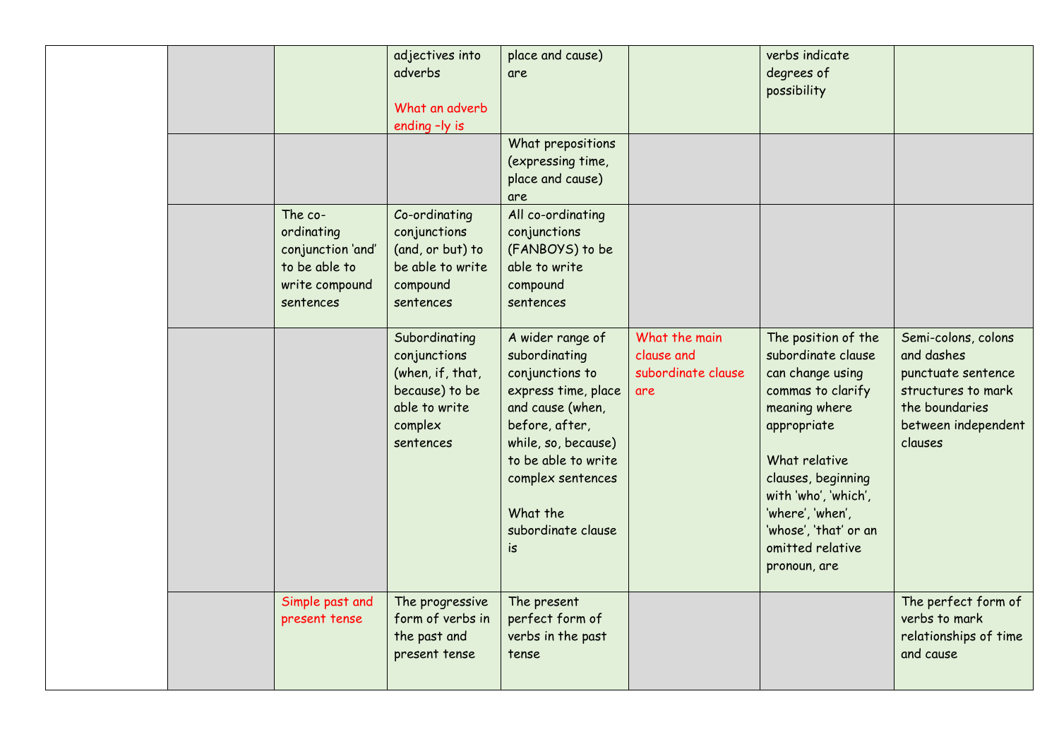| | | | | | | | |
|---|---|---|---|---|---|---|---|
| | | | adjectives into adverbs<br><br>What an adverb ending –ly is | place and cause) are | | verbs indicate degrees of possibility | |
| | | | | What prepositions (expressing time, place and cause) are | | | |
| | | The co-ordinating conjunction 'and' to be able to write compound sentences | Co-ordinating conjunctions (and, or, but) to be able to write compound sentences | All co-ordinating conjunctions (FANBOYS) to be able to write compound sentences | | | |
| | | | Subordinating conjunctions (when, if, that, because) to be able to write complex sentences | A wider range of subordinating conjunctions to express time, place and cause (when, before, after, while, so, because) to be able to write complex sentences<br><br>What the subordinate clause is | What the main clause and subordinate clause are | The position of the subordinate clause can change using commas to clarify meaning where appropriate<br><br>What relative clauses, beginning with 'who', 'which', 'where', 'when', 'whose', 'that' or an omitted relative pronoun, are | Semi-colons, colons and dashes punctuate sentence structures to mark the boundaries between independent clauses |
| | | Simple past and present tense | The progressive form of verbs in the past and present tense | The present perfect form of verbs in the past tense | | | The perfect form of verbs to mark relationships of time and cause |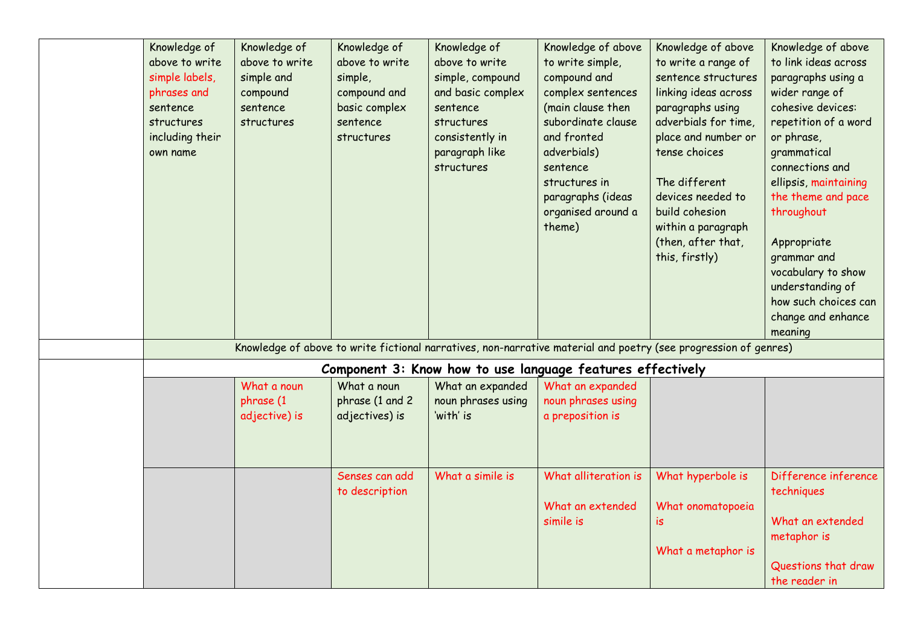| | | | | | | | |
|---|---|---|---|---|---|---|---|
| | Knowledge of above to write simple labels, phrases and sentence structures including their own name | Knowledge of above to write simple and compound sentence structures | Knowledge of above to write simple, compound and basic complex sentence structures | Knowledge of above to write simple, compound and basic complex sentence structures consistently in paragraph like structures | Knowledge of above to write simple, compound and complex sentences (main clause then subordinate clause and fronted adverbials) sentence structures in paragraphs (ideas organised around a theme) | Knowledge of above to write a range of sentence structures linking ideas across paragraphs using adverbials for time, place and number or tense choices<br><br>The different devices needed to build cohesion within a paragraph (then, after that, this, firstly) | Knowledge of above to link ideas across paragraphs using a wider range of cohesive devices: repetition of a word or phrase, grammatical connections and ellipsis, maintaining the theme and pace throughout<br><br>Appropriate grammar and vocabulary to show understanding of how such choices can change and enhance meaning |
| | Knowledge of above to write fictional narratives, non-narrative material and poetry (see progression of genres) | | | | | | |
| | **Component 3: Know how to use language features effectively** | | | | | | |
| | | What a noun phrase (1 adjective) is | What a noun phrase (1 and 2 adjectives) is | What an expanded noun phrases using 'with' is | What an expanded noun phrases using a preposition is | | |
| | | | Senses can add to description | What a simile is | What alliteration is<br><br>What an extended simile is | What hyperbole is<br><br>What onomatopoeia is<br><br>What a metaphor is | Difference inference techniques<br><br>What an extended metaphor is<br><br>Questions that draw the reader in |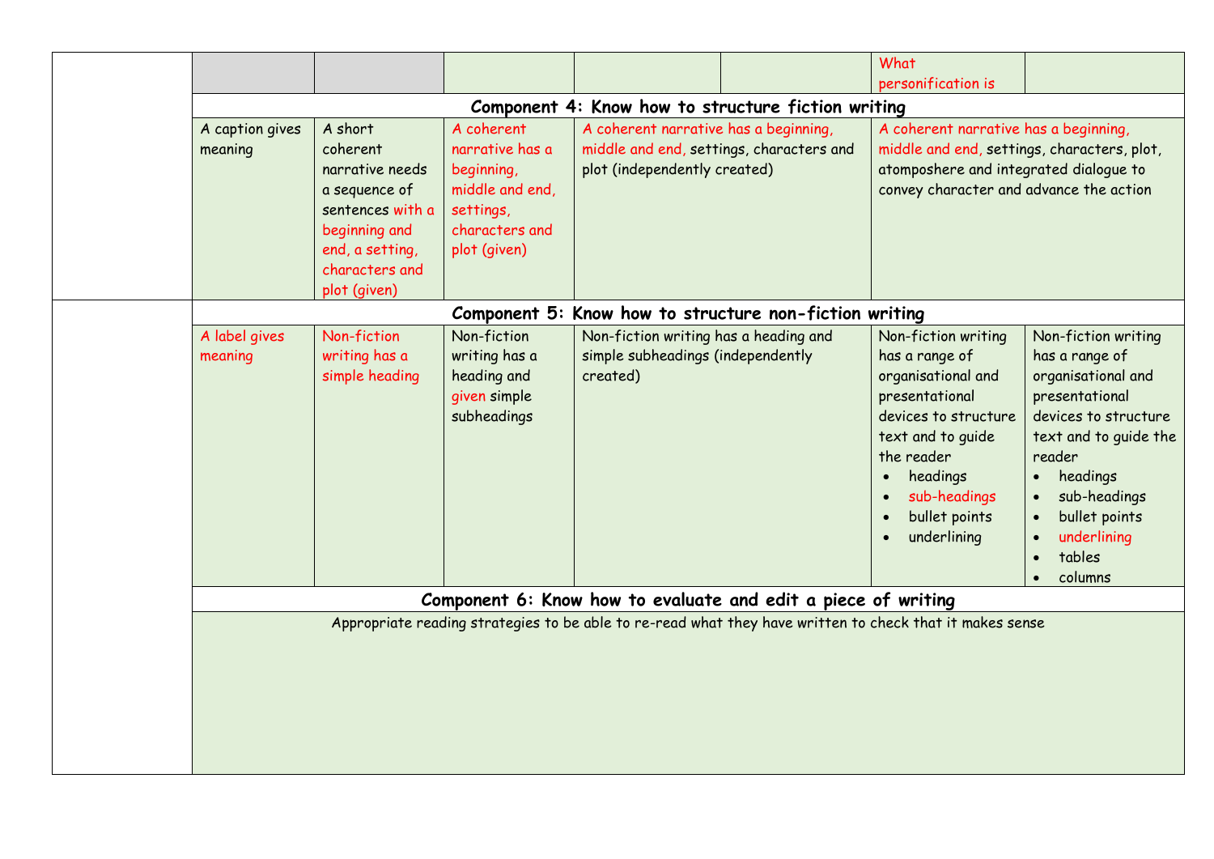| | | | | | | | |
|---|---|---|---|---|---|---|---|
| | | | | | | What personification is | |
| | **Component 4: Know how to structure fiction writing** | | | | | | |
| | A caption gives meaning | A short coherent narrative needs a sequence of sentences with a beginning and end, a setting, characters and plot (given) | A coherent narrative has a beginning, middle and end, settings, characters and plot (given) | A coherent narrative has a beginning, middle and end, settings, characters and plot (independently created) | | A coherent narrative has a beginning, middle and end, settings, characters, plot, atomposhere and integrated dialogue to convey character and advance the action | |
| | **Component 5: Know how to structure non-fiction writing** | | | | | | |
| | A label gives meaning | Non-fiction writing has a simple heading | Non-fiction writing has a heading and given simple subheadings | Non-fiction writing has a heading and simple subheadings (independently created) | | Non-fiction writing has a range of organisational and presentational devices to structure text and to guide the reader<br>• headings<br>• sub-headings<br>• bullet points<br>• underlining | Non-fiction writing has a range of organisational and presentational devices to structure text and to guide the reader<br>• headings<br>• sub-headings<br>• bullet points<br>• underlining<br>• tables<br>• columns |
| | **Component 6: Know how to evaluate and edit a piece of writing** | | | | | | |
| | Appropriate reading strategies to be able to re-read what they have written to check that it makes sense | | | | | | |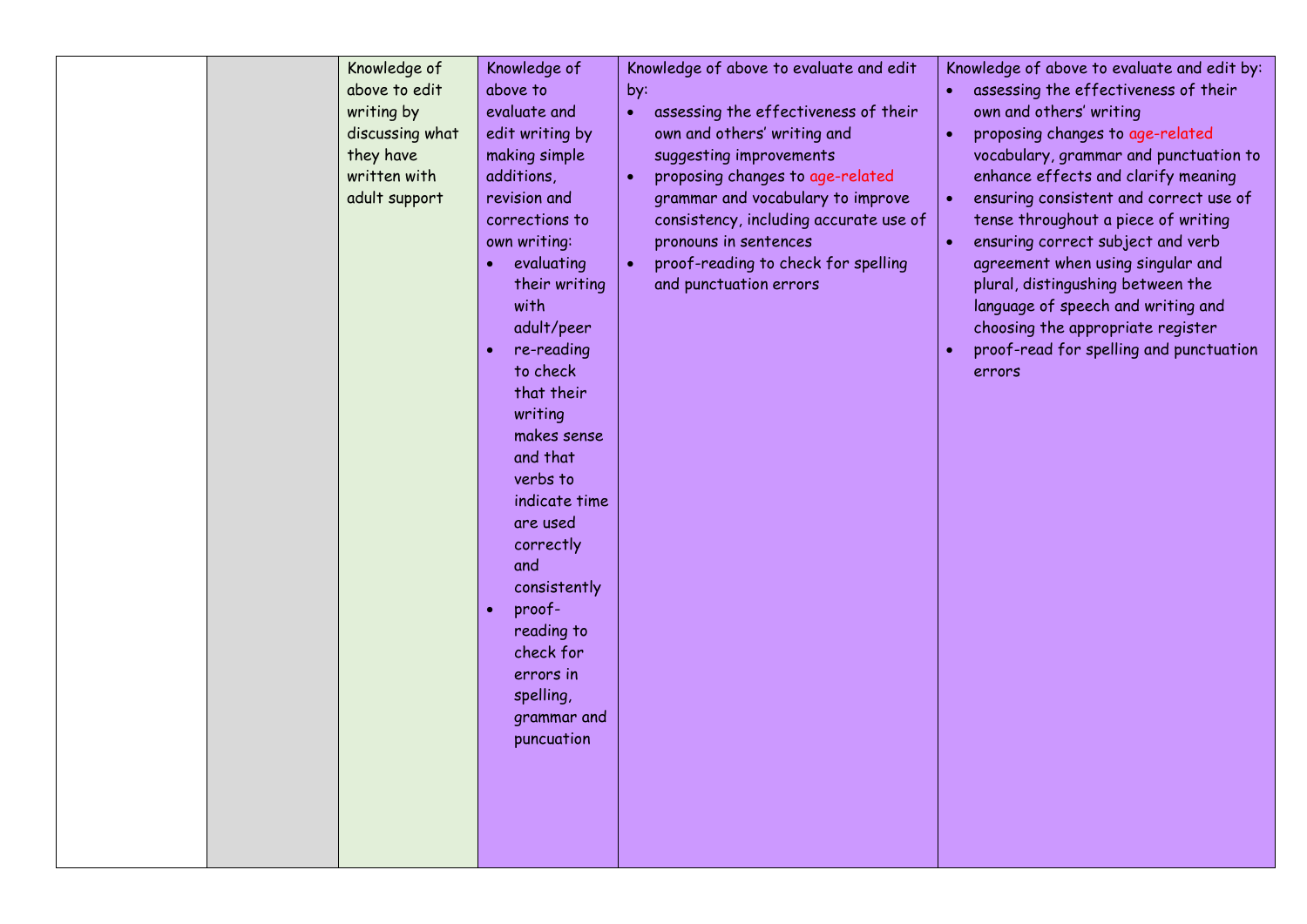|  |  | Knowledge of above to edit writing by discussing what they have written with adult support | Knowledge of above to evaluate and edit writing by making simple additions, revision and corrections to own writing:<br>• evaluating their writing with adult/peer<br>• re-reading to check that their writing makes sense and that verbs to indicate time are used correctly and consistently<br>• proof-reading to check for errors in spelling, grammar and puncuation | Knowledge of above to evaluate and edit by:<br>• assessing the effectiveness of their own and others' writing and suggesting improvements<br>• proposing changes to age-related grammar and vocabulary to improve consistency, including accurate use of pronouns in sentences<br>• proof-reading to check for spelling and punctuation errors | Knowledge of above to evaluate and edit by:<br>• assessing the effectiveness of their own and others' writing<br>• proposing changes to age-related vocabulary, grammar and punctuation to enhance effects and clarify meaning<br>• ensuring consistent and correct use of tense throughout a piece of writing<br>• ensuring correct subject and verb agreement when using singular and plural, distingushing between the language of speech and writing and choosing the appropriate register<br>• proof-read for spelling and punctuation errors |
|---|---|---|---|---|---|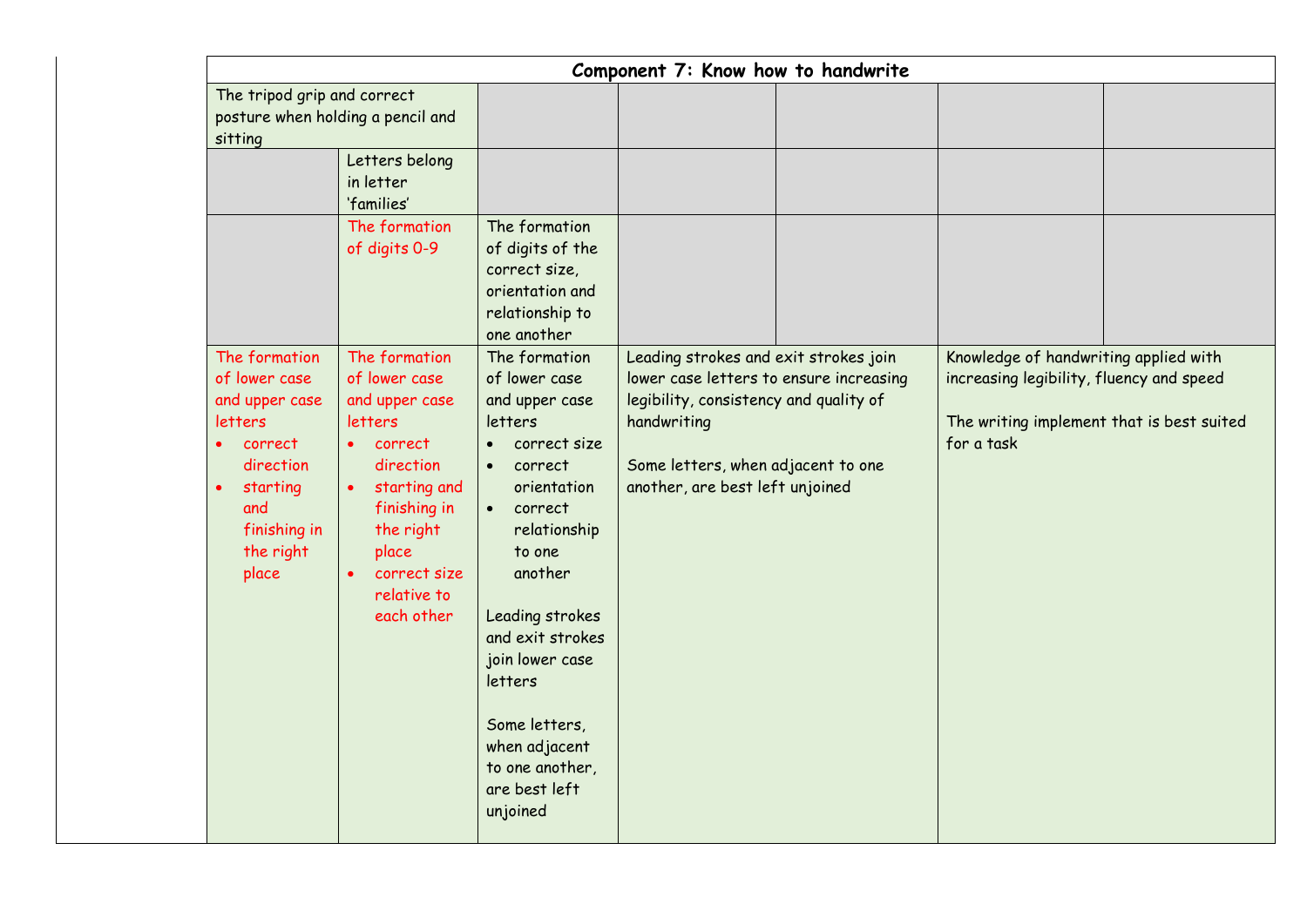| Component 7: Know how to handwrite | | | | | | |
|---|---|---|---|---|---|---|
| The tripod grip and correct posture when holding a pencil and sitting | | | | | | |
| | Letters belong in letter 'families' | | | | | |
| | The formation of digits 0-9 | The formation of digits of the correct size, orientation and relationship to one another | | | | |
| The formation of lower case and upper case letters<br>• correct direction<br>• starting and finishing in the right place | The formation of lower case and upper case letters<br>• correct direction<br>• starting and finishing in the right place<br>• correct size relative to each other | The formation of lower case and upper case letters<br>• correct size<br>• correct orientation<br>• correct relationship to one another<br><br>Leading strokes and exit strokes join lower case letters<br><br>Some letters, when adjacent to one another, are best left unjoined | Leading strokes and exit strokes join lower case letters to ensure increasing legibility, consistency and quality of handwriting<br><br>Some letters, when adjacent to one another, are best left unjoined | | Knowledge of handwriting applied with increasing legibility, fluency and speed<br><br>The writing implement that is best suited for a task | |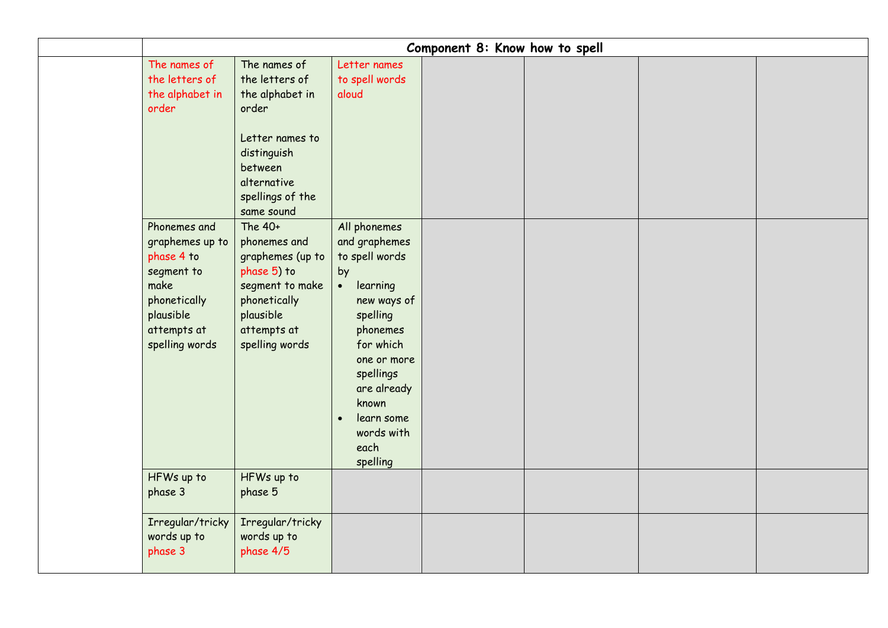| | Component 8: Know how to spell | | | | | | |
|---|---|---|---|---|---|---|---|
| | The names of the letters of the alphabet in order | The names of the letters of the alphabet in order<br><br>Letter names to distinguish between alternative spellings of the same sound | Letter names to spell words aloud | | | | |
| | Phonemes and graphemes up to phase 4 to segment to make phonetically plausible attempts at spelling words | The 40+ phonemes and graphemes (up to phase 5) to segment to make phonetically plausible attempts at spelling words | All phonemes and graphemes to spell words by<br>• learning new ways of spelling phonemes for which one or more spellings are already known<br>• learn some words with each spelling | | | | |
| | HFWs up to phase 3 | HFWs up to phase 5 | | | | | |
| | Irregular/tricky words up to phase 3 | Irregular/tricky words up to phase 4/5 | | | | | |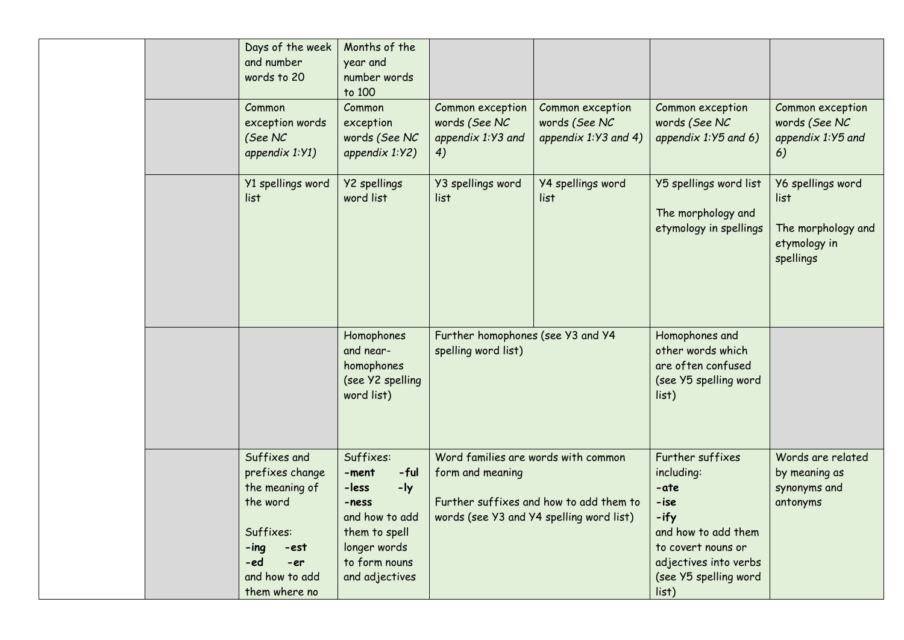| | | | | | | | |
|---|---|---|---|---|---|---|---|
| | | Days of the week and number words to 20 | Months of the year and number words to 100 | | | | |
| | | Common exception words *(See NC appendix 1:Y1)* | Common exception words *(See NC appendix 1:Y2)* | Common exception words *(See NC appendix 1:Y3 and 4)* | Common exception words *(See NC appendix 1:Y3 and 4)* | Common exception words *(See NC appendix 1:Y5 and 6)* | Common exception words *(See NC appendix 1:Y5 and 6)* |
| | | Y1 spellings word list | Y2 spellings word list | Y3 spellings word list | Y4 spellings word list | Y5 spellings word list<br><br>The morphology and etymology in spellings | Y6 spellings word list<br><br>The morphology and etymology in spellings |
| | | | Homophones and near-homophones (see Y2 spelling word list) | Further homophones (see Y3 and Y4 spelling word list) | | Homophones and other words which are often confused (see Y5 spelling word list) | |
| | | Suffixes and prefixes change the meaning of the word<br><br>Suffixes:<br>**-ing** **-est**<br>**-ed** **-er**<br>and how to add them where no | Suffixes:<br>**-ment** **-ful**<br>**-less** **-ly**<br>**-ness**<br>and how to add them to spell longer words to form nouns and adjectives | Word families are words with common form and meaning<br><br>Further suffixes and how to add them to words (see Y3 and Y4 spelling word list) | | Further suffixes including:<br>**-ate**<br>**-ise**<br>**-ify**<br>and how to add them to covert nouns or adjectives into verbs (see Y5 spelling word list) | Words are related by meaning as synonyms and antonyms |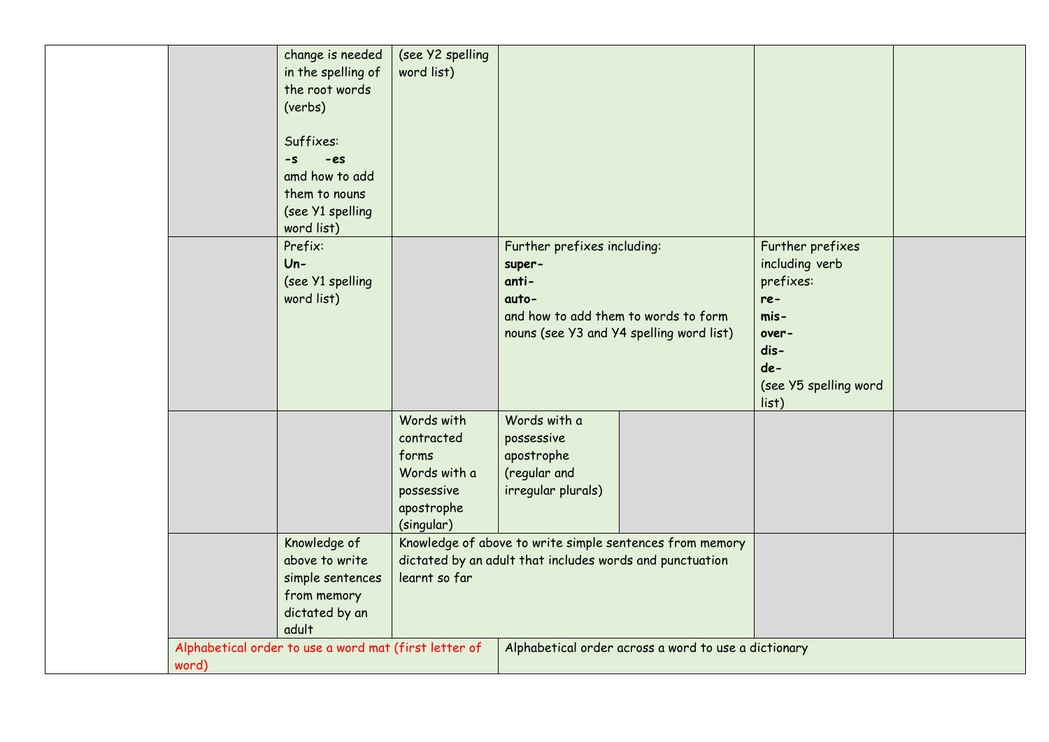| | | | | | | | |
|---|---|---|---|---|---|---|---|
| | | change is needed in the spelling of the root words (verbs)<br><br>Suffixes:<br>**-s** **-es**<br>amd how to add them to nouns<br>(see Y1 spelling word list) | (see Y2 spelling word list) | | | | |
| | | Prefix:<br>**Un-**<br>(see Y1 spelling word list) | | Further prefixes including:<br>**super-**<br>**anti-**<br>**auto-**<br>and how to add them to words to form nouns (see Y3 and Y4 spelling word list) | | Further prefixes including verb prefixes:<br>**re-**<br>**mis-**<br>**over-**<br>**dis-**<br>**de-**<br>(see Y5 spelling word list) | |
| | | | Words with contracted forms<br>Words with a possessive apostrophe (singular) | Words with a possessive apostrophe (regular and irregular plurals) | | | |
| | | Knowledge of above to write simple sentences from memory dictated by an adult | Knowledge of above to write simple sentences from memory dictated by an adult that includes words and punctuation learnt so far | | | | |
| | Alphabetical order to use a word mat (first letter of word) | | | Alphabetical order across a word to use a dictionary | | | |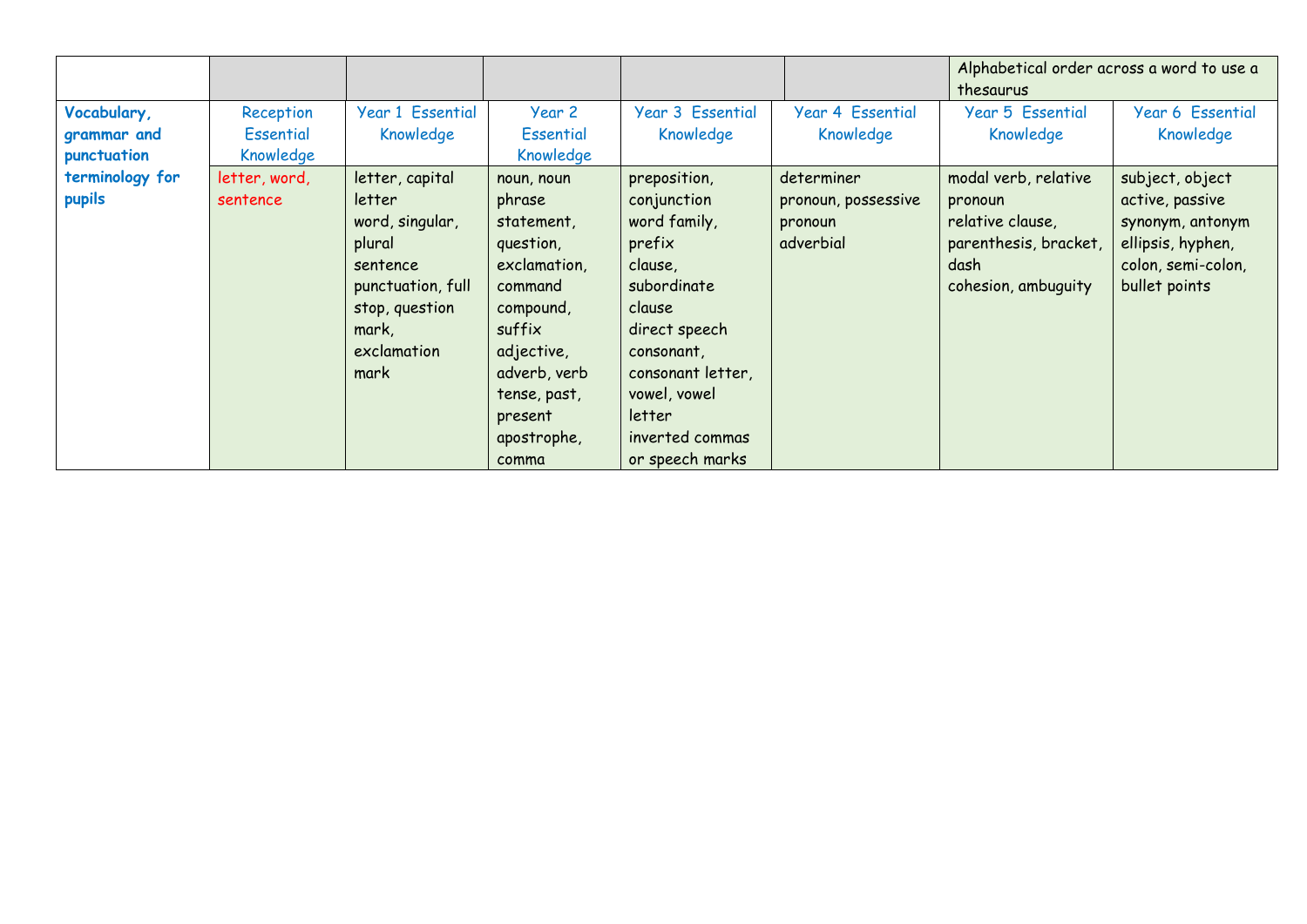| | | | | | | | |
|---|---|---|---|---|---|---|---|
| | | | | | | Alphabetical order across a word to use a thesaurus | |
| **Vocabulary, grammar and punctuation terminology for pupils** | Reception Essential Knowledge | Year 1 Essential Knowledge | Year 2 Essential Knowledge | Year 3 Essential Knowledge | Year 4 Essential Knowledge | Year 5 Essential Knowledge | Year 6 Essential Knowledge |
| | letter, word, sentence | letter, capital letter<br>word, singular, plural<br>sentence<br>punctuation, full stop, question mark, exclamation mark | noun, noun phrase<br>statement, question, exclamation, command<br>compound, suffix<br>adjective, adverb, verb<br>tense, past, present<br>apostrophe, comma | preposition, conjunction<br>word family, prefix<br>clause, subordinate clause<br>direct speech<br>consonant, consonant letter, vowel, vowel letter<br>inverted commas or speech marks | determiner<br>pronoun, possessive pronoun<br>adverbial | modal verb, relative pronoun<br>relative clause,<br>parenthesis, bracket, dash<br>cohesion, ambuguity | subject, object<br>active, passive<br>synonym, antonym<br>ellipsis, hyphen, colon, semi-colon, bullet points |